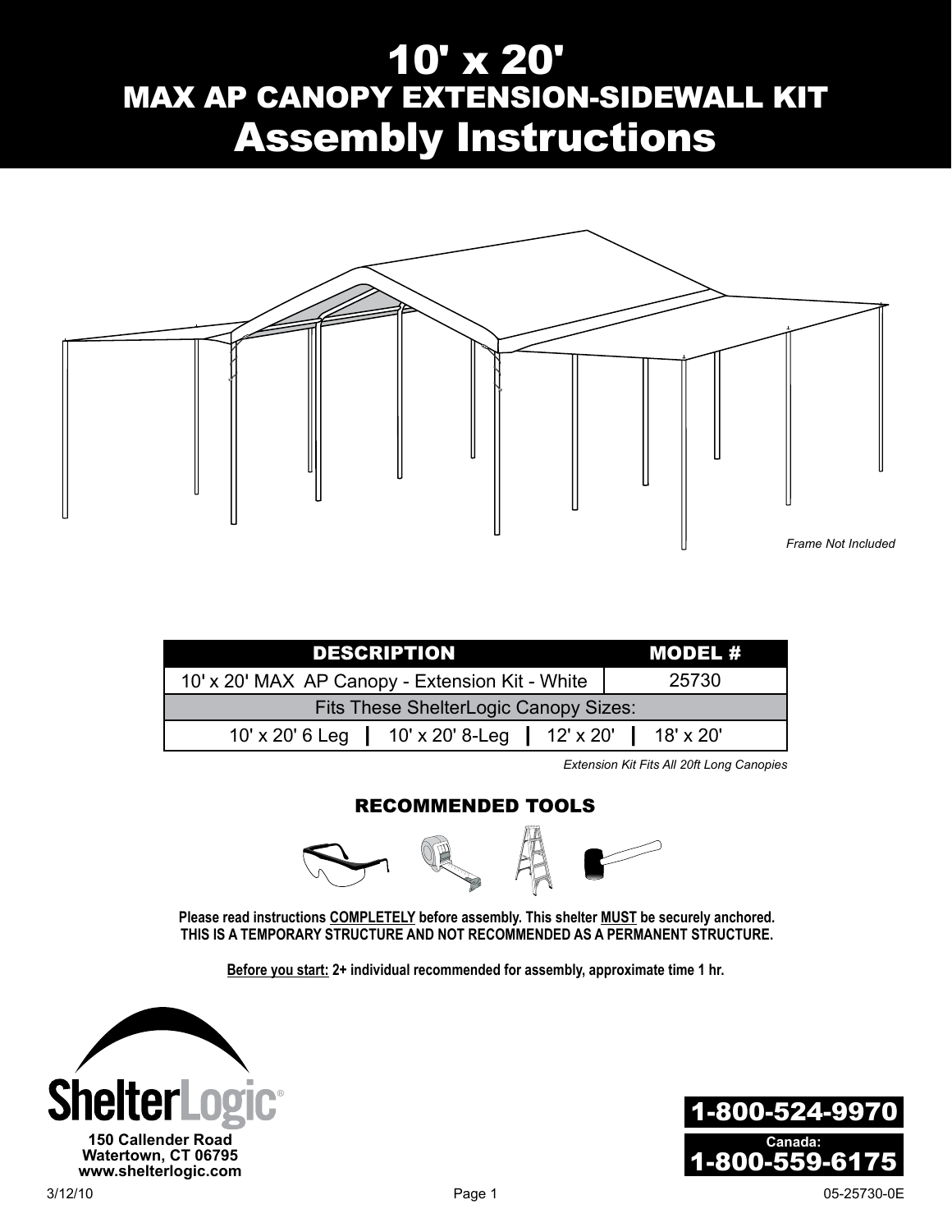# 10' x 20'
## MAX AP CANOPY EXTENSION-SIDEWALL KIT
# Assembly Instructions

*Frame Not Included*

| DESCRIPTION | MODEL # |
|---|---|
| 10' x 20' MAX AP Canopy - Extension Kit - White | 25730 |
| Fits These ShelterLogic Canopy Sizes: | |
| 10' x 20' 6 Leg \| 10' x 20' 8-Leg \| 12' x 20' \| 18' x 20' | |

*Extension Kit Fits All 20ft Long Canopies*

### RECOMMENDED TOOLS

**Please read instructions COMPLETELY before assembly. This shelter MUST be securely anchored.**
**THIS IS A TEMPORARY STRUCTURE AND NOT RECOMMENDED AS A PERMANENT STRUCTURE.**

**Before you start: 2+ individual recommended for assembly, approximate time 1 hr.**

**ShelterLogic®**
**150 Callender Road**
**Watertown, CT 06795**
**www.shelterlogic.com**

**1-800-524-9970**

**Canada:**
**1-800-559-6175**

3/12/10

05-25730-0E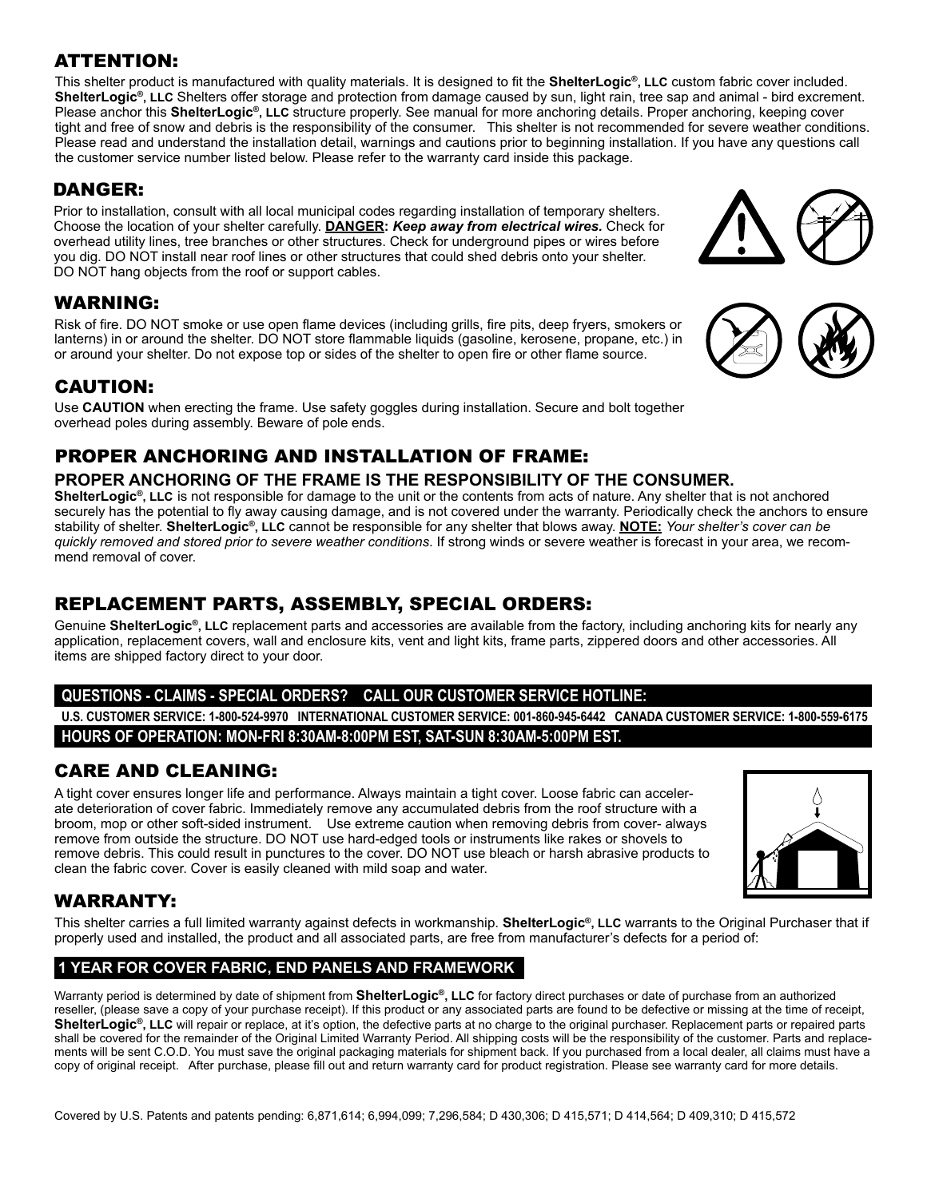## ATTENTION:

This shelter product is manufactured with quality materials. It is designed to fit the **ShelterLogic®, LLC** custom fabric cover included. **ShelterLogic®, LLC** Shelters offer storage and protection from damage caused by sun, light rain, tree sap and animal - bird excrement. Please anchor this **ShelterLogic®, LLC** structure properly. See manual for more anchoring details. Proper anchoring, keeping cover tight and free of snow and debris is the responsibility of the consumer. This shelter is not recommended for severe weather conditions. Please read and understand the installation detail, warnings and cautions prior to beginning installation. If you have any questions call the customer service number listed below. Please refer to the warranty card inside this package.

## DANGER:

Prior to installation, consult with all local municipal codes regarding installation of temporary shelters. Choose the location of your shelter carefully. **DANGER:** ***Keep away from electrical wires.*** Check for overhead utility lines, tree branches or other structures. Check for underground pipes or wires before you dig. DO NOT install near roof lines or other structures that could shed debris onto your shelter. DO NOT hang objects from the roof or support cables.

## WARNING:

Risk of fire. DO NOT smoke or use open flame devices (including grills, fire pits, deep fryers, smokers or lanterns) in or around the shelter. DO NOT store flammable liquids (gasoline, kerosene, propane, etc.) in or around your shelter. Do not expose top or sides of the shelter to open fire or other flame source.

## CAUTION:

Use **CAUTION** when erecting the frame. Use safety goggles during installation. Secure and bolt together overhead poles during assembly. Beware of pole ends.

## PROPER ANCHORING AND INSTALLATION OF FRAME:

### PROPER ANCHORING OF THE FRAME IS THE RESPONSIBILITY OF THE CONSUMER.

**ShelterLogic®, LLC** is not responsible for damage to the unit or the contents from acts of nature. Any shelter that is not anchored securely has the potential to fly away causing damage, and is not covered under the warranty. Periodically check the anchors to ensure stability of shelter. **ShelterLogic®, LLC** cannot be responsible for any shelter that blows away. **NOTE:** *Your shelter's cover can be quickly removed and stored prior to severe weather conditions*. If strong winds or severe weather is forecast in your area, we recommend removal of cover.

## REPLACEMENT PARTS, ASSEMBLY, SPECIAL ORDERS:

Genuine **ShelterLogic®, LLC** replacement parts and accessories are available from the factory, including anchoring kits for nearly any application, replacement covers, wall and enclosure kits, vent and light kits, frame parts, zippered doors and other accessories. All items are shipped factory direct to your door.

**QUESTIONS - CLAIMS - SPECIAL ORDERS? CALL OUR CUSTOMER SERVICE HOTLINE:**

**U.S. CUSTOMER SERVICE: 1-800-524-9970 INTERNATIONAL CUSTOMER SERVICE: 001-860-945-6442 CANADA CUSTOMER SERVICE: 1-800-559-6175**

**HOURS OF OPERATION: MON-FRI 8:30AM-8:00PM EST, SAT-SUN 8:30AM-5:00PM EST.**

## CARE AND CLEANING:

A tight cover ensures longer life and performance. Always maintain a tight cover. Loose fabric can accelerate deterioration of cover fabric. Immediately remove any accumulated debris from the roof structure with a broom, mop or other soft-sided instrument. Use extreme caution when removing debris from cover- always remove from outside the structure. DO NOT use hard-edged tools or instruments like rakes or shovels to remove debris. This could result in punctures to the cover. DO NOT use bleach or harsh abrasive products to clean the fabric cover. Cover is easily cleaned with mild soap and water.

## WARRANTY:

This shelter carries a full limited warranty against defects in workmanship. **ShelterLogic®, LLC** warrants to the Original Purchaser that if properly used and installed, the product and all associated parts, are free from manufacturer's defects for a period of:

**1 YEAR FOR COVER FABRIC, END PANELS AND FRAMEWORK**

Warranty period is determined by date of shipment from **ShelterLogic®, LLC** for factory direct purchases or date of purchase from an authorized reseller, (please save a copy of your purchase receipt). If this product or any associated parts are found to be defective or missing at the time of receipt, **ShelterLogic®, LLC** will repair or replace, at it's option, the defective parts at no charge to the original purchaser. Replacement parts or repaired parts shall be covered for the remainder of the Original Limited Warranty Period. All shipping costs will be the responsibility of the customer. Parts and replacements will be sent C.O.D. You must save the original packaging materials for shipment back. If you purchased from a local dealer, all claims must have a copy of original receipt. After purchase, please fill out and return warranty card for product registration. Please see warranty card for more details.

Covered by U.S. Patents and patents pending: 6,871,614; 6,994,099; 7,296,584; D 430,306; D 415,571; D 414,564; D 409,310; D 415,572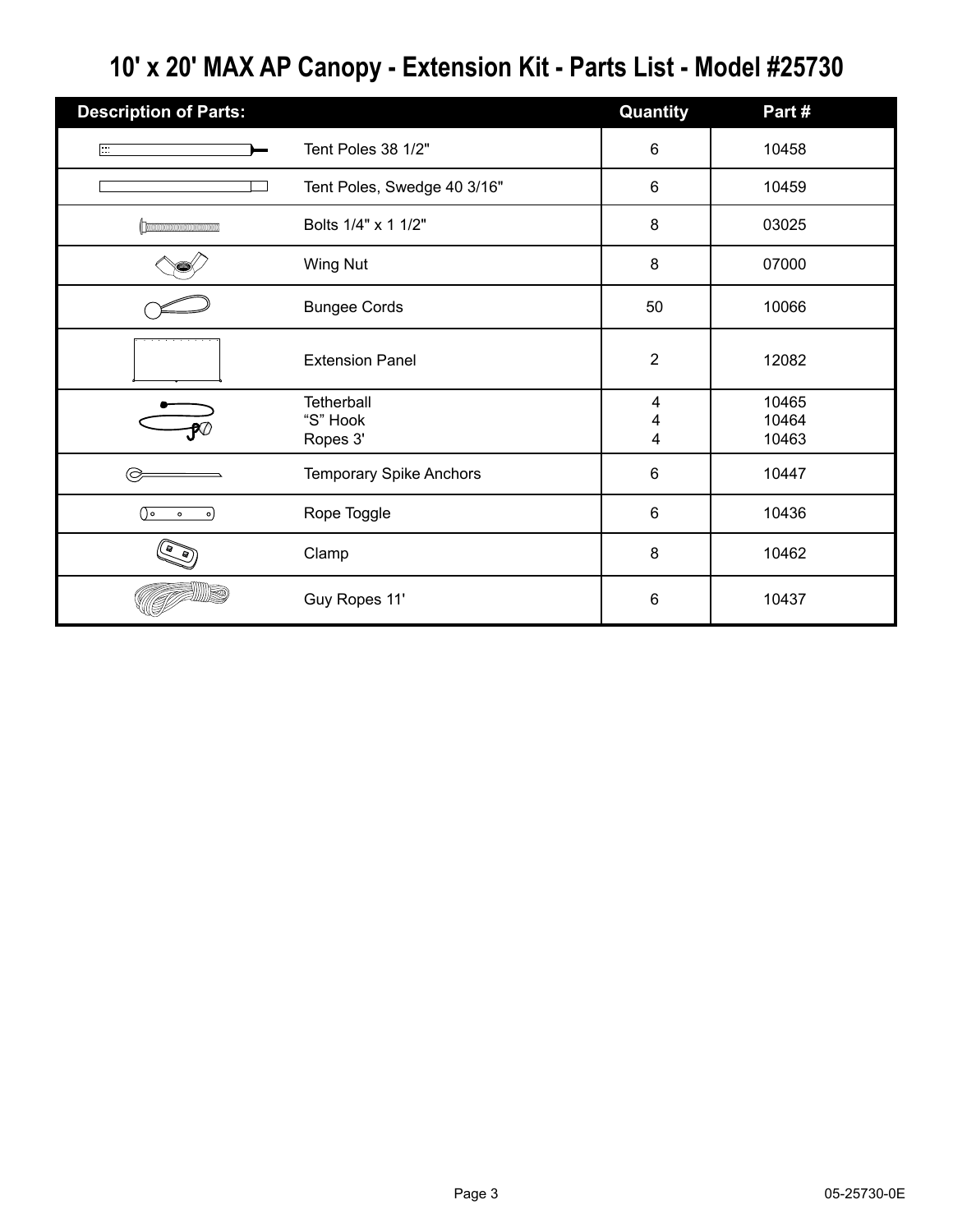# 10' x 20' MAX AP Canopy - Extension Kit - Parts List - Model #25730

| Description of Parts: | | Quantity | Part # |
|---|---|---|---|
| | Tent Poles 38 1/2" | 6 | 10458 |
| | Tent Poles, Swedge 40 3/16" | 6 | 10459 |
| | Bolts 1/4" x 1 1/2" | 8 | 03025 |
| | Wing Nut | 8 | 07000 |
| | Bungee Cords | 50 | 10066 |
| | Extension Panel | 2 | 12082 |
| | Tetherball<br>“S” Hook<br>Ropes 3' | 4<br>4<br>4 | 10465<br>10464<br>10463 |
| | Temporary Spike Anchors | 6 | 10447 |
| | Rope Toggle | 6 | 10436 |
| | Clamp | 8 | 10462 |
| | Guy Ropes 11' | 6 | 10437 |

05-25730-0E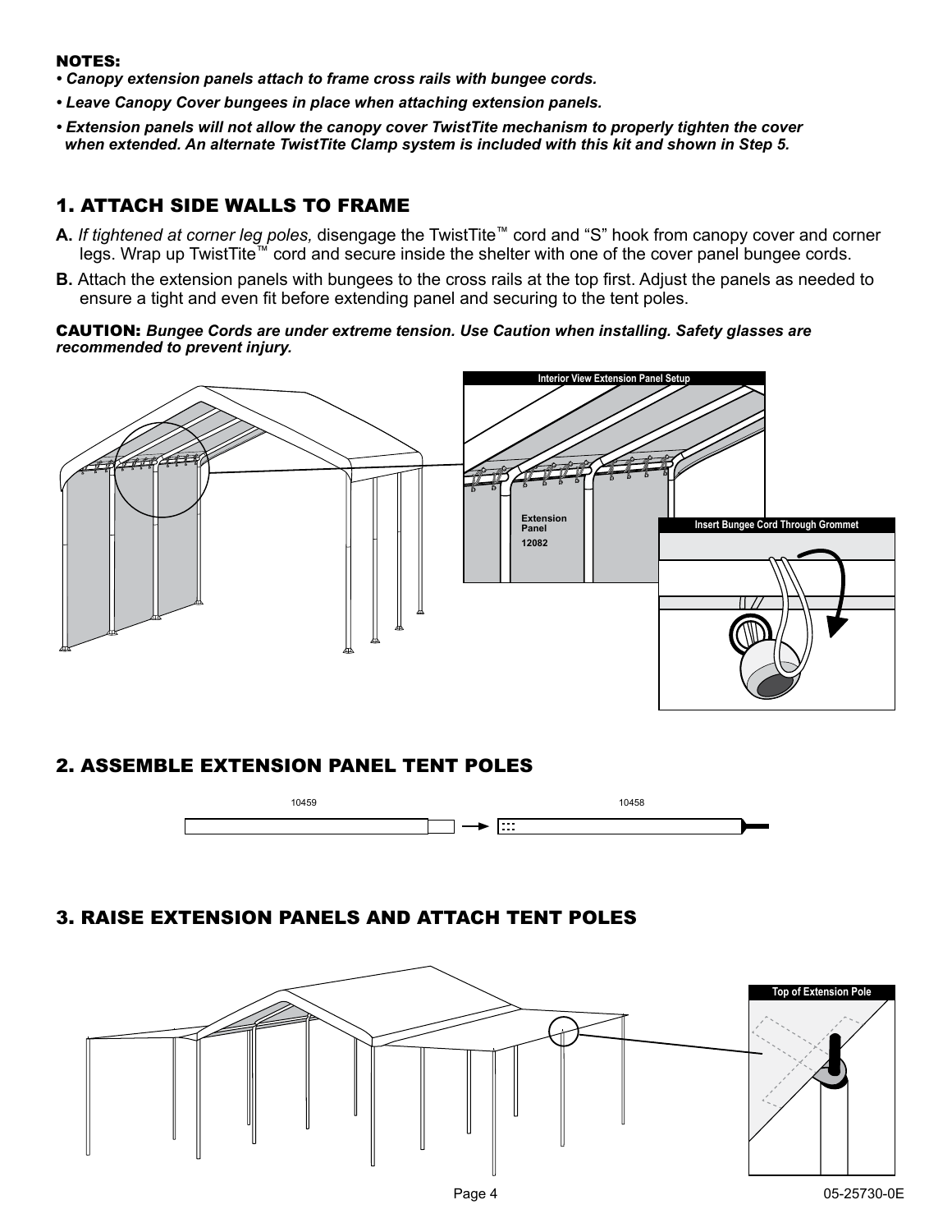**NOTES:**

- ***Canopy extension panels attach to frame cross rails with bungee cords.***
- ***Leave Canopy Cover bungees in place when attaching extension panels.***
- ***Extension panels will not allow the canopy cover TwistTite mechanism to properly tighten the cover when extended. An alternate TwistTite Clamp system is included with this kit and shown in Step 5.***

## 1. ATTACH SIDE WALLS TO FRAME

**A.** *If tightened at corner leg poles,* disengage the TwistTite™ cord and "S" hook from canopy cover and corner legs. Wrap up TwistTite™ cord and secure inside the shelter with one of the cover panel bungee cords.

**B.** Attach the extension panels with bungees to the cross rails at the top first. Adjust the panels as needed to ensure a tight and even fit before extending panel and securing to the tent poles.

**CAUTION:** ***Bungee Cords are under extreme tension. Use Caution when installing. Safety glasses are recommended to prevent injury.***

Interior View Extension Panel Setup

Extension Panel 12082

Insert Bungee Cord Through Grommet

## 2. ASSEMBLE EXTENSION PANEL TENT POLES

10459 → 10458

## 3. RAISE EXTENSION PANELS AND ATTACH TENT POLES

Top of Extension Pole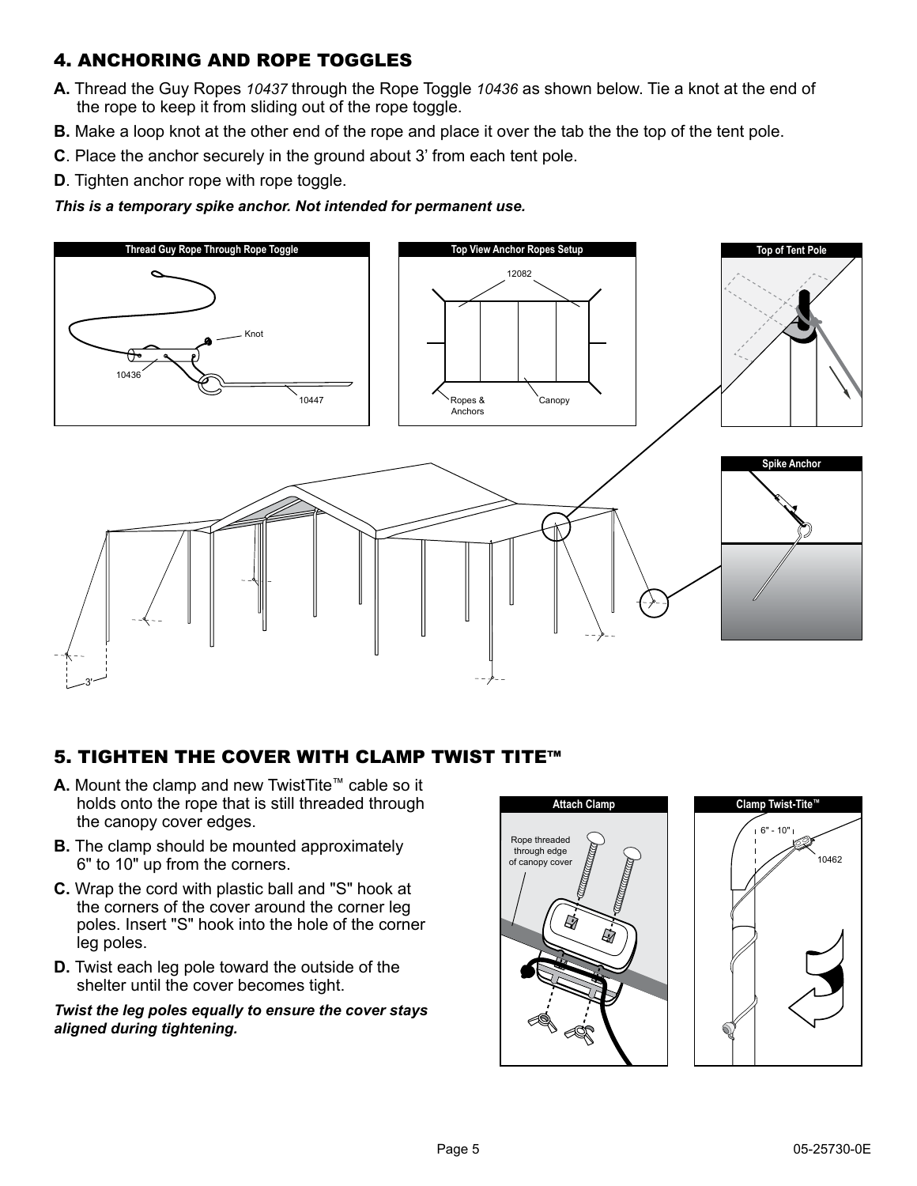## 4. ANCHORING AND ROPE TOGGLES

**A.** Thread the Guy Ropes *10437* through the Rope Toggle *10436* as shown below. Tie a knot at the end of the rope to keep it from sliding out of the rope toggle.

**B.** Make a loop knot at the other end of the rope and place it over the tab the the top of the tent pole.

**C**. Place the anchor securely in the ground about 3' from each tent pole.

**D**. Tighten anchor rope with rope toggle.

***This is a temporary spike anchor. Not intended for permanent use.***

Thread Guy Rope Through Rope Toggle

Knot

10436

10447

Top View Anchor Ropes Setup

12082

Ropes & Anchors

Canopy

Top of Tent Pole

Spike Anchor

3'

## 5. TIGHTEN THE COVER WITH CLAMP TWIST TITE™

**A.** Mount the clamp and new TwistTite™ cable so it holds onto the rope that is still threaded through the canopy cover edges.

**B.** The clamp should be mounted approximately 6" to 10" up from the corners.

**C.** Wrap the cord with plastic ball and "S" hook at the corners of the cover around the corner leg poles. Insert "S" hook into the hole of the corner leg poles.

**D.** Twist each leg pole toward the outside of the shelter until the cover becomes tight.

***Twist the leg poles equally to ensure the cover stays aligned during tightening.***

Attach Clamp

Rope threaded through edge of canopy cover

Clamp Twist-Tite™

6" - 10"

10462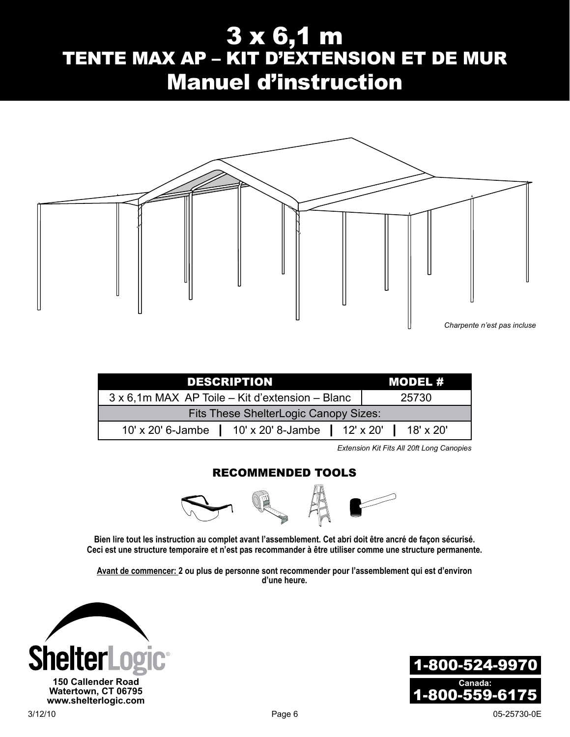# 3 x 6,1 m
## TENTE MAX AP – KIT D'EXTENSION ET DE MUR
# Manuel d'instruction

*Charpente n'est pas incluse*

| DESCRIPTION | | | MODEL # |
|---|---|---|---|
| 3 x 6,1m MAX AP Toile – Kit d'extension – Blanc | | | 25730 |
| Fits These ShelterLogic Canopy Sizes: | | | |
| 10' x 20' 6-Jambe | 10' x 20' 8-Jambe | 12' x 20' | 18' x 20' |

*Extension Kit Fits All 20ft Long Canopies*

### RECOMMENDED TOOLS

**Bien lire tout les instruction au complet avant l'assemblement. Cet abri doit être ancré de façon sécurisé. Ceci est une structure temporaire et n'est pas recommander à être utiliser comme une structure permanente.**

**Avant de commencer: 2 ou plus de personne sont recommender pour l'assemblement qui est d'environ d'une heure.**

**ShelterLogic®**
**150 Callender Road**
**Watertown, CT 06795**
**www.shelterlogic.com**

**1-800-524-9970**
**Canada:**
**1-800-559-6175**

3/12/10 05-25730-0E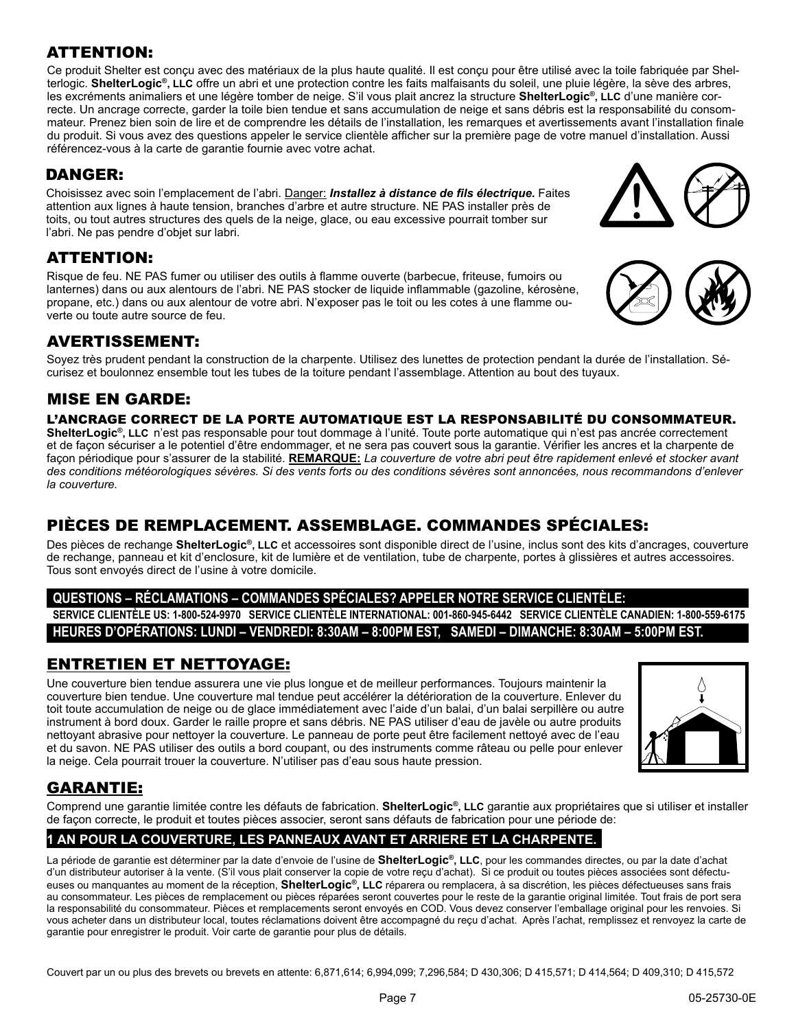## ATTENTION:

Ce produit Shelter est conçu avec des matériaux de la plus haute qualité. Il est conçu pour être utilisé avec la toile fabriquée par Shelterlogic. **ShelterLogic®, LLC** offre un abri et une protection contre les faits malfaisants du soleil, une pluie légère, la sève des arbres, les excréments animaliers et une légère tomber de neige. S'il vous plait ancrez la structure **ShelterLogic®, LLC** d'une manière correcte. Un ancrage correcte, garder la toile bien tendue et sans accumulation de neige et sans débris est la responsabilité du consommateur. Prenez bien soin de lire et de comprendre les détails de l'installation, les remarques et avertissements avant l'installation finale du produit. Si vous avez des questions appeler le service clientèle afficher sur la première page de votre manuel d'installation. Aussi référencez-vous à la carte de garantie fournie avec votre achat.

## DANGER:

Choisissez avec soin l'emplacement de l'abri. Danger: ***Installez à distance de fils électrique.*** Faites attention aux lignes à haute tension, branches d'arbre et autre structure. NE PAS installer près de toits, ou tout autres structures des quels de la neige, glace, ou eau excessive pourrait tomber sur l'abri. Ne pas pendre d'objet sur labri.

## ATTENTION:

Risque de feu. NE PAS fumer ou utiliser des outils à flamme ouverte (barbecue, friteuse, fumoirs ou lanternes) dans ou aux alentours de l'abri. NE PAS stocker de liquide inflammable (gazoline, kérosène, propane, etc.) dans ou aux alentour de votre abri. N'exposer pas le toit ou les cotes à une flamme ouverte ou toute autre source de feu.

## AVERTISSEMENT:

Soyez très prudent pendant la construction de la charpente. Utilisez des lunettes de protection pendant la durée de l'installation. Sécurisez et boulonnez ensemble tout les tubes de la toiture pendant l'assemblage. Attention au bout des tuyaux.

## MISE EN GARDE:

**L'ANCRAGE CORRECT DE LA PORTE AUTOMATIQUE EST LA RESPONSABILITÉ DU CONSOMMATEUR.**

**ShelterLogic®, LLC** n'est pas responsable pour tout dommage à l'unité. Toute porte automatique qui n'est pas ancrée correctement et de façon sécuriser a le potentiel d'être endommager, et ne sera pas couvert sous la garantie. Vérifier les ancres et la charpente de façon périodique pour s'assurer de la stabilité. **REMARQUE:** *La couverture de votre abri peut être rapidement enlevé et stocker avant des conditions météorologiques sévères. Si des vents forts ou des conditions sévères sont annoncées, nous recommandons d'enlever la couverture.*

## PIÈCES DE REMPLACEMENT. ASSEMBLAGE. COMMANDES SPÉCIALES:

Des pièces de rechange **ShelterLogic®, LLC** et accessoires sont disponible direct de l'usine, inclus sont des kits d'ancrages, couverture de rechange, panneau et kit d'enclosure, kit de lumière et de ventilation, tube de charpente, portes à glissières et autres accessoires. Tous sont envoyés direct de l'usine à votre domicile.

**QUESTIONS – RÉCLAMATIONS – COMMANDES SPÉCIALES? APPELER NOTRE SERVICE CLIENTÈLE:**

**SERVICE CLIENTÈLE US: 1-800-524-9970 SERVICE CLIENTÈLE INTERNATIONAL: 001-860-945-6442 SERVICE CLIENTÈLE CANADIEN: 1-800-559-6175**

**HEURES D'OPÉRATIONS: LUNDI – VENDREDI: 8:30AM – 8:00PM EST, SAMEDI – DIMANCHE: 8:30AM – 5:00PM EST.**

## ENTRETIEN ET NETTOYAGE:

Une couverture bien tendue assurera une vie plus longue et de meilleur performances. Toujours maintenir la couverture bien tendue. Une couverture mal tendue peut accélérer la détérioration de la couverture. Enlever du toit toute accumulation de neige ou de glace immédiatement avec l'aide d'un balai, d'un balai serpillère ou autre instrument à bord doux. Garder le raille propre et sans débris. NE PAS utiliser d'eau de javèle ou autre produits nettoyant abrasive pour nettoyer la couverture. Le panneau de porte peut être facilement nettoyé avec de l'eau et du savon. NE PAS utiliser des outils a bord coupant, ou des instruments comme râteau ou pelle pour enlever la neige. Cela pourrait trouer la couverture. N'utiliser pas d'eau sous haute pression.

## GARANTIE:

Comprend une garantie limitée contre les défauts de fabrication. **ShelterLogic®, LLC** garantie aux propriétaires que si utiliser et installer de façon correcte, le produit et toutes pièces associer, seront sans défauts de fabrication pour une période de:

**1 AN POUR LA COUVERTURE, LES PANNEAUX AVANT ET ARRIERE ET LA CHARPENTE.**

La période de garantie est déterminer par la date d'envoie de l'usine de **ShelterLogic®, LLC**, pour les commandes directes, ou par la date d'achat d'un distributeur autoriser à la vente. (S'il vous plait conserver la copie de votre reçu d'achat). Si ce produit ou toutes pièces associées sont défectueuses ou manquantes au moment de la réception, **ShelterLogic®, LLC** réparera ou remplacera, à sa discrétion, les pièces défectueuses sans frais au consommateur. Les pièces de remplacement ou pièces réparées seront couvertes pour le reste de la garantie original limitée. Tout frais de port sera la responsabilité du consommateur. Pièces et remplacements seront envoyés en COD. Vous devez conserver l'emballage original pour les renvoies. Si vous acheter dans un distributeur local, toutes réclamations doivent être accompagné du reçu d'achat. Après l'achat, remplissez et renvoyez la carte de garantie pour enregistrer le produit. Voir carte de garantie pour plus de détails.

Couvert par un ou plus des brevets ou brevets en attente: 6,871,614; 6,994,099; 7,296,584; D 430,306; D 415,571; D 414,564; D 409,310; D 415,572

05-25730-0E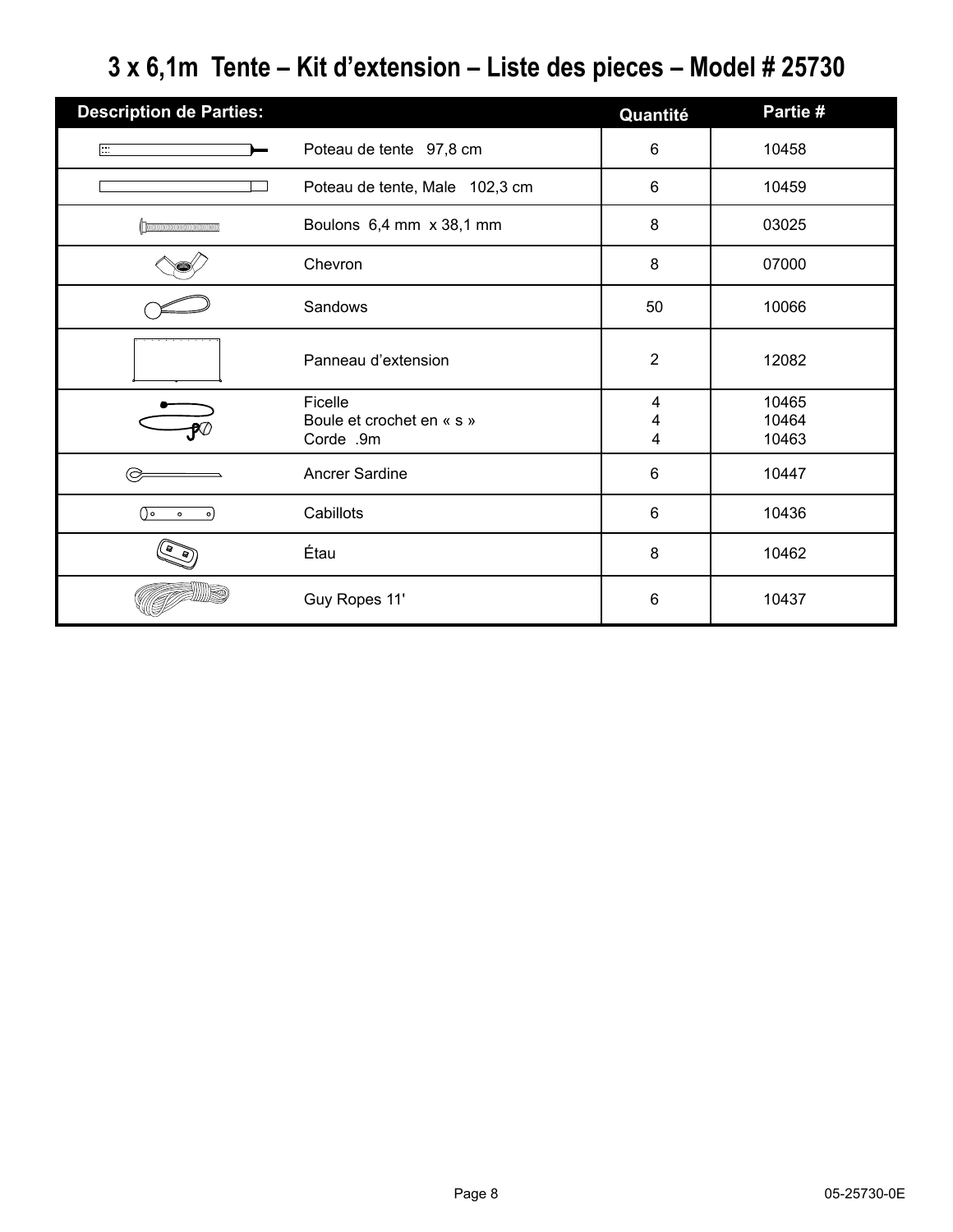# 3 x 6,1m Tente – Kit d'extension – Liste des pieces – Model # 25730

| Description de Parties: | | Quantité | Partie # |
|---|---|---|---|
| | Poteau de tente 97,8 cm | 6 | 10458 |
| | Poteau de tente, Male 102,3 cm | 6 | 10459 |
| | Boulons 6,4 mm x 38,1 mm | 8 | 03025 |
| | Chevron | 8 | 07000 |
| | Sandows | 50 | 10066 |
| | Panneau d'extension | 2 | 12082 |
| | Ficelle<br>Boule et crochet en « s »<br>Corde .9m | 4<br>4<br>4 | 10465<br>10464<br>10463 |
| | Ancrer Sardine | 6 | 10447 |
| | Cabillots | 6 | 10436 |
| | Étau | 8 | 10462 |
| | Guy Ropes 11' | 6 | 10437 |

05-25730-0E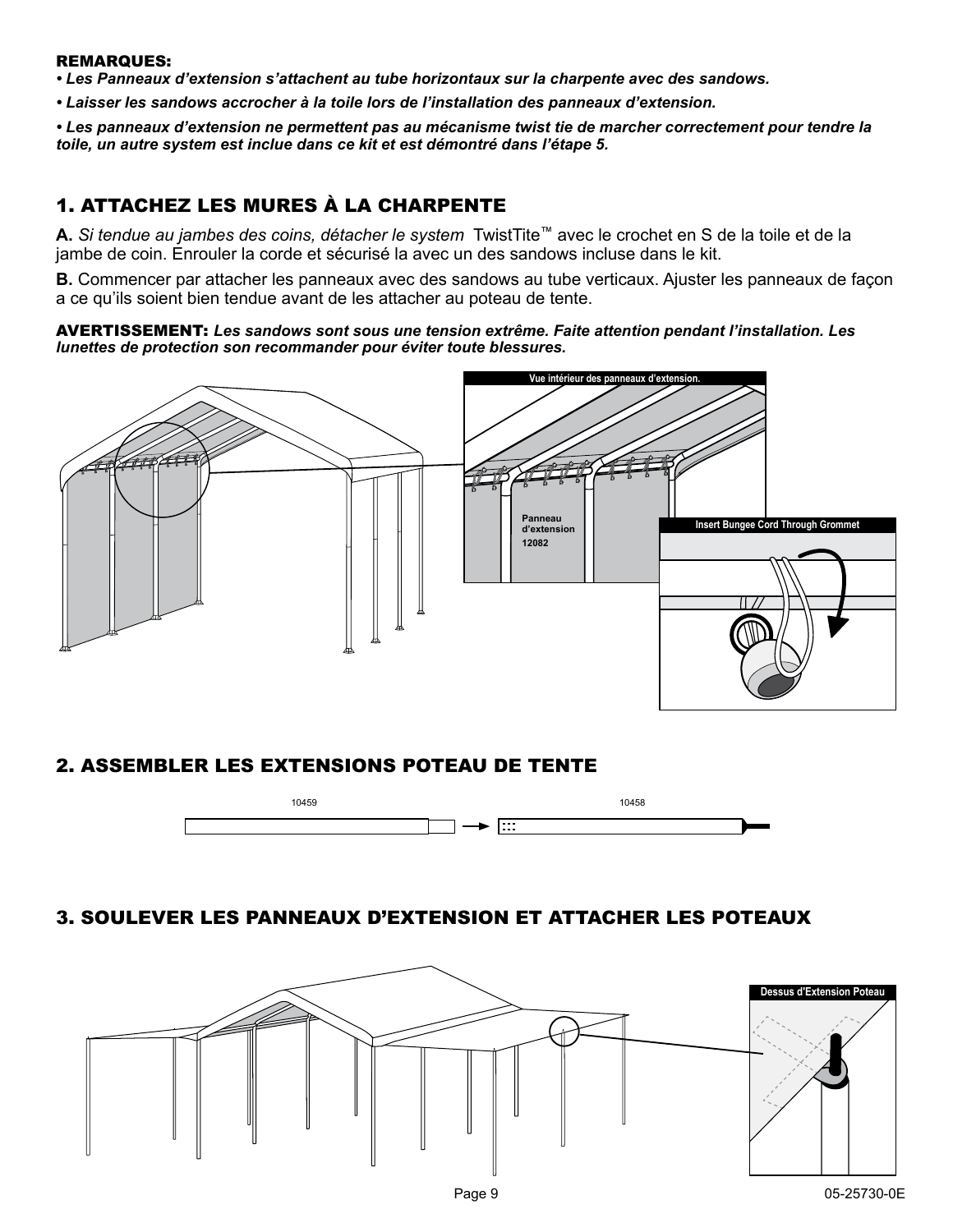**REMARQUES:**

***• Les Panneaux d'extension s'attachent au tube horizontaux sur la charpente avec des sandows.***

***• Laisser les sandows accrocher à la toile lors de l'installation des panneaux d'extension.***

***• Les panneaux d'extension ne permettent pas au mécanisme twist tie de marcher correctement pour tendre la toile, un autre system est inclue dans ce kit et est démontré dans l'étape 5.***

## 1. ATTACHEZ LES MURES À LA CHARPENTE

**A.** *Si tendue au jambes des coins, détacher le system* TwistTite™ avec le crochet en S de la toile et de la jambe de coin. Enrouler la corde et sécurisé la avec un des sandows incluse dans le kit.

**B.** Commencer par attacher les panneaux avec des sandows au tube verticaux. Ajuster les panneaux de façon a ce qu'ils soient bien tendue avant de les attacher au poteau de tente.

**AVERTISSEMENT:** ***Les sandows sont sous une tension extrême. Faite attention pendant l'installation. Les lunettes de protection son recommander pour éviter toute blessures.***

Vue intérieur des panneaux d'extension.

Panneau d'extension 12082

Insert Bungee Cord Through Grommet

## 2. ASSEMBLER LES EXTENSIONS POTEAU DE TENTE

10459 → 10458

## 3. SOULEVER LES PANNEAUX D'EXTENSION ET ATTACHER LES POTEAUX

Dessus d'Extension Poteau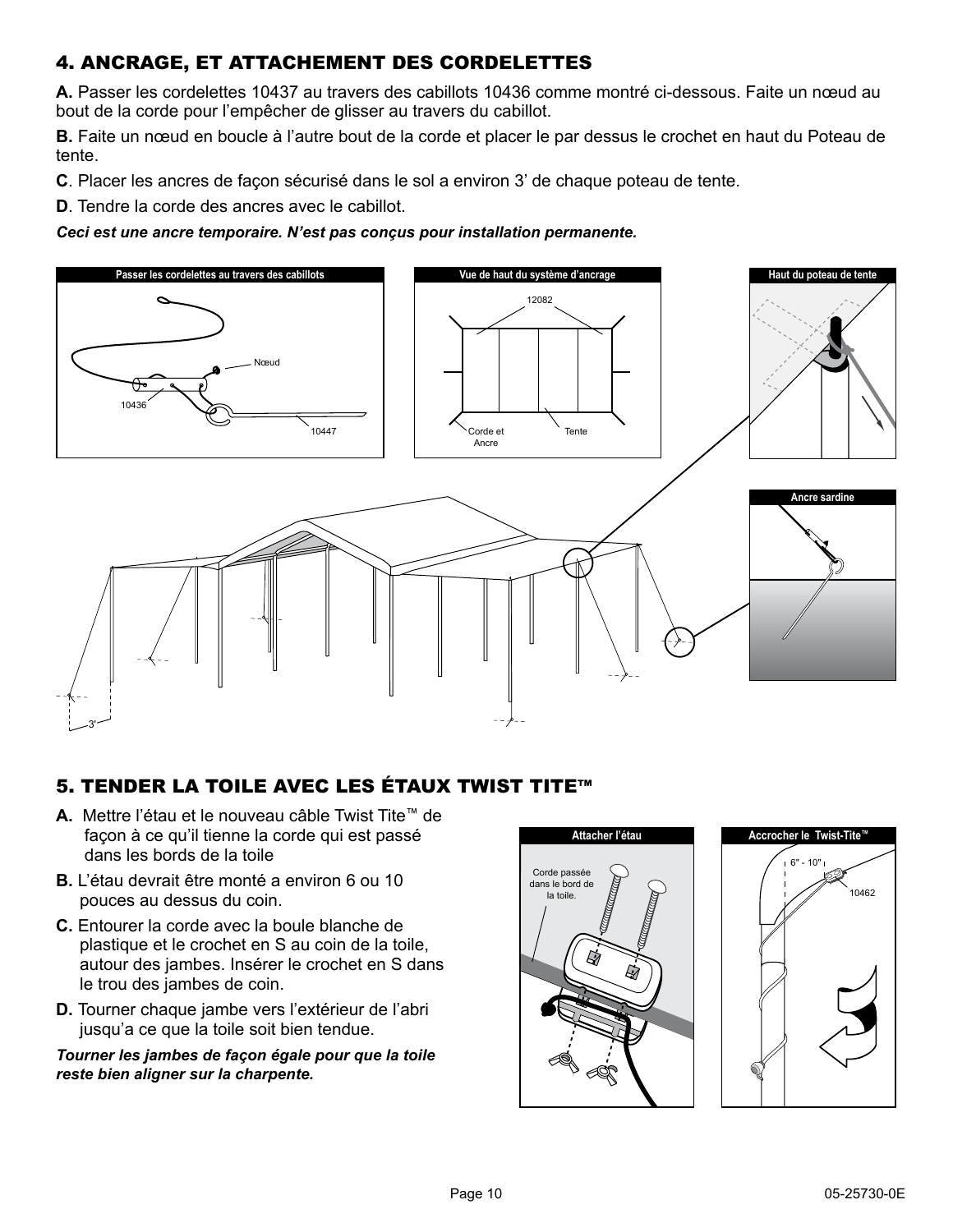## 4. ANCRAGE, ET ATTACHEMENT DES CORDELETTES

**A.** Passer les cordelettes 10437 au travers des cabillots 10436 comme montré ci-dessous. Faite un nœud au bout de la corde pour l'empêcher de glisser au travers du cabillot.

**B.** Faite un nœud en boucle à l'autre bout de la corde et placer le par dessus le crochet en haut du Poteau de tente.

**C**. Placer les ancres de façon sécurisé dans le sol a environ 3' de chaque poteau de tente.

**D**. Tendre la corde des ancres avec le cabillot.

***Ceci est une ancre temporaire. N'est pas conçus pour installation permanente.***

Passer les cordelettes au travers des cabillots

Nœud

10436

10447

Vue de haut du système d'ancrage

12082

Corde et Ancre

Tente

Haut du poteau de tente

Ancre sardine

3'

## 5. TENDER LA TOILE AVEC LES ÉTAUX TWIST TITE™

**A.** Mettre l'étau et le nouveau câble Twist Tite™ de façon à ce qu'il tienne la corde qui est passé dans les bords de la toile

**B.** L'étau devrait être monté a environ 6 ou 10 pouces au dessus du coin.

**C.** Entourer la corde avec la boule blanche de plastique et le crochet en S au coin de la toile, autour des jambes. Insérer le crochet en S dans le trou des jambes de coin.

**D.** Tourner chaque jambe vers l'extérieur de l'abri jusqu'a ce que la toile soit bien tendue.

***Tourner les jambes de façon égale pour que la toile reste bien aligner sur la charpente.***

Attacher l'étau

Corde passée dans le bord de la toile.

Accrocher le Twist-Tite™

6" - 10"

10462